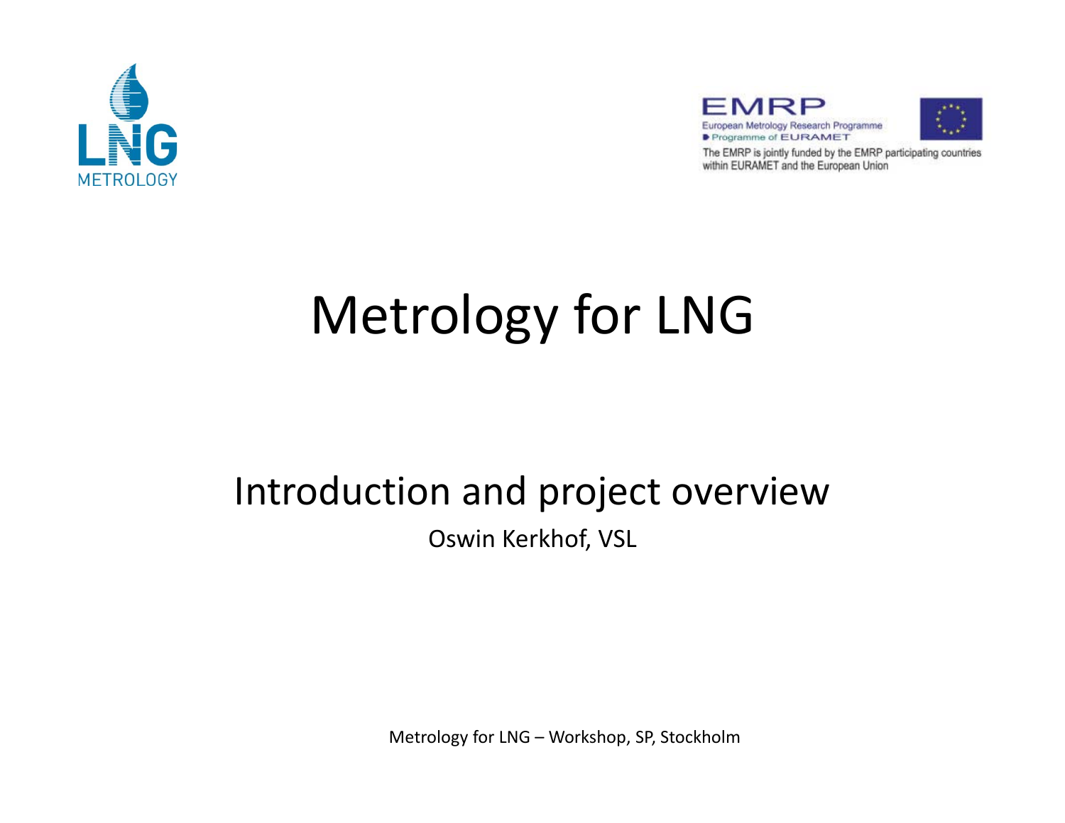LNG METROLOGY

EMRP
European Metrology Research Programme
Programme of EURAMET

The EMRP is jointly funded by the EMRP participating countries within EURAMET and the European Union

# Metrology for LNG

## Introduction and project overview

Oswin Kerkhof, VSL

Metrology for LNG – Workshop, SP, Stockholm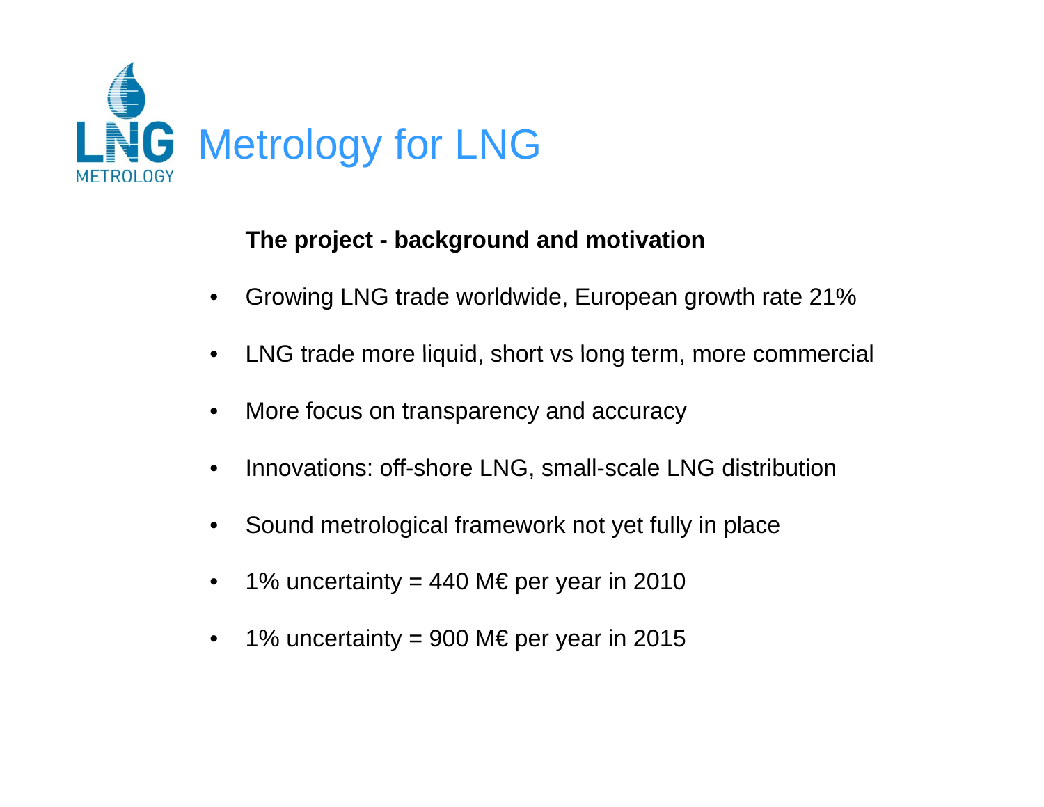# Metrology for LNG

**The project - background and motivation**

- Growing LNG trade worldwide, European growth rate 21%
- LNG trade more liquid, short vs long term, more commercial
- More focus on transparency and accuracy
- Innovations: off-shore LNG, small-scale LNG distribution
- Sound metrological framework not yet fully in place
- 1% uncertainty = 440 M€ per year in 2010
- 1% uncertainty = 900 M€ per year in 2015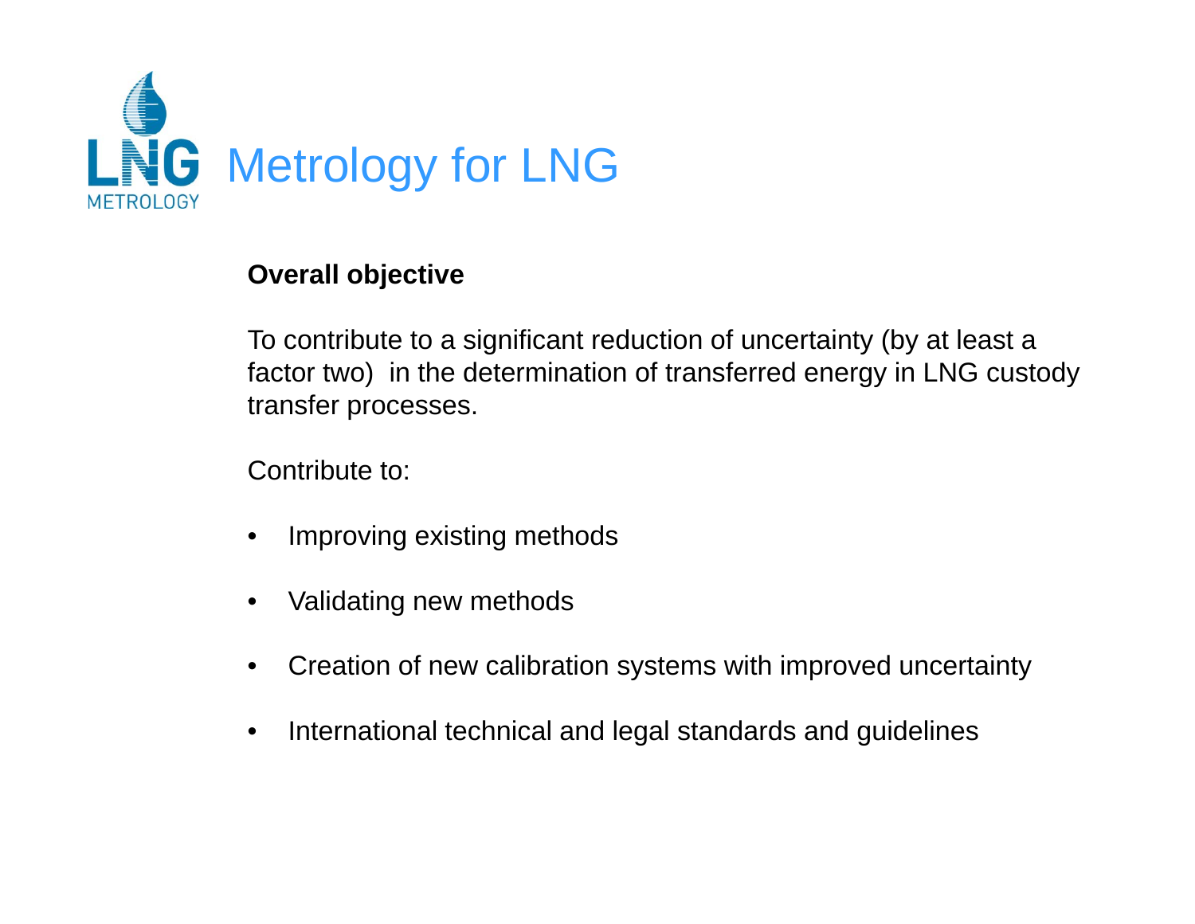# Metrology for LNG

**Overall objective**

To contribute to a significant reduction of uncertainty (by at least a factor two) in the determination of transferred energy in LNG custody transfer processes.

Contribute to:

- Improving existing methods
- Validating new methods
- Creation of new calibration systems with improved uncertainty
- International technical and legal standards and guidelines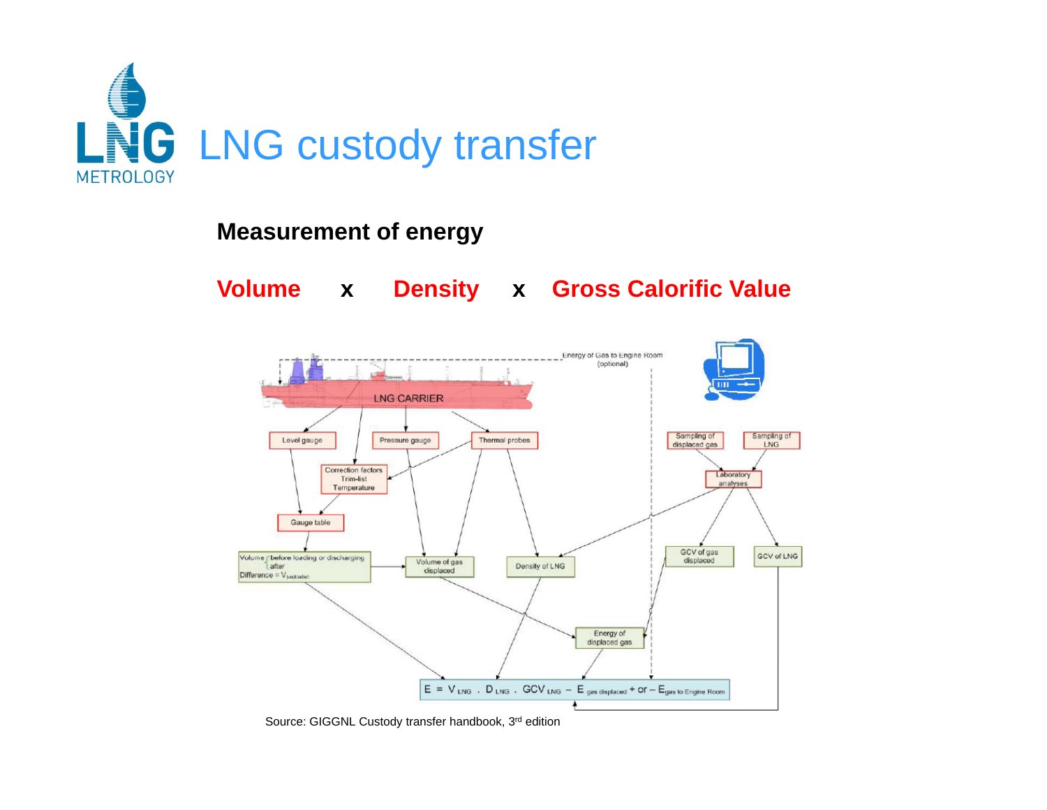# LNG custody transfer

**Measurement of energy**

**Volume x Density x Gross Calorific Value**

Source: GIGGNL Custody transfer handbook, 3rd edition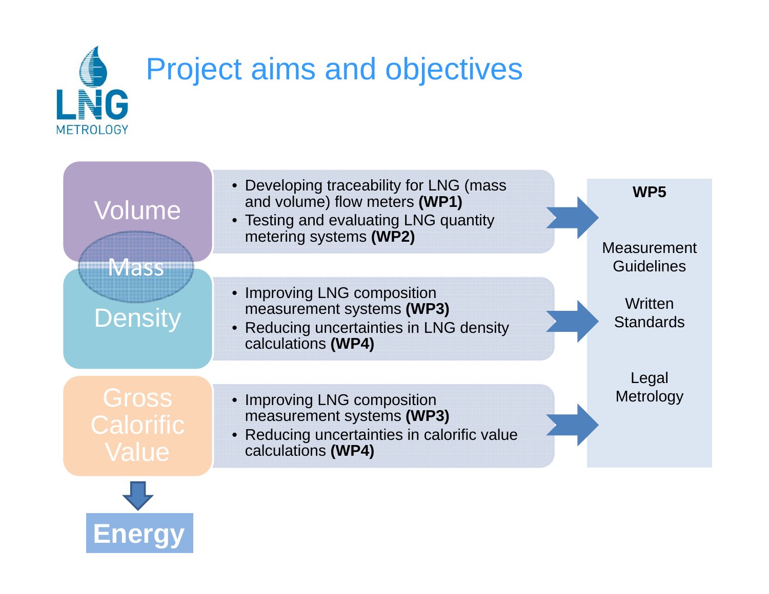# Project aims and objectives

**Volume / Mass / Density**

- Developing traceability for LNG (mass and volume) flow meters **(WP1)**
- Testing and evaluating LNG quantity metering systems **(WP2)**

- Improving LNG composition measurement systems **(WP3)**
- Reducing uncertainties in LNG density calculations **(WP4)**

**Gross Calorific Value → Energy**

- Improving LNG composition measurement systems **(WP3)**
- Reducing uncertainties in calorific value calculations **(WP4)**

**WP5**

Measurement Guidelines

Written Standards

Legal Metrology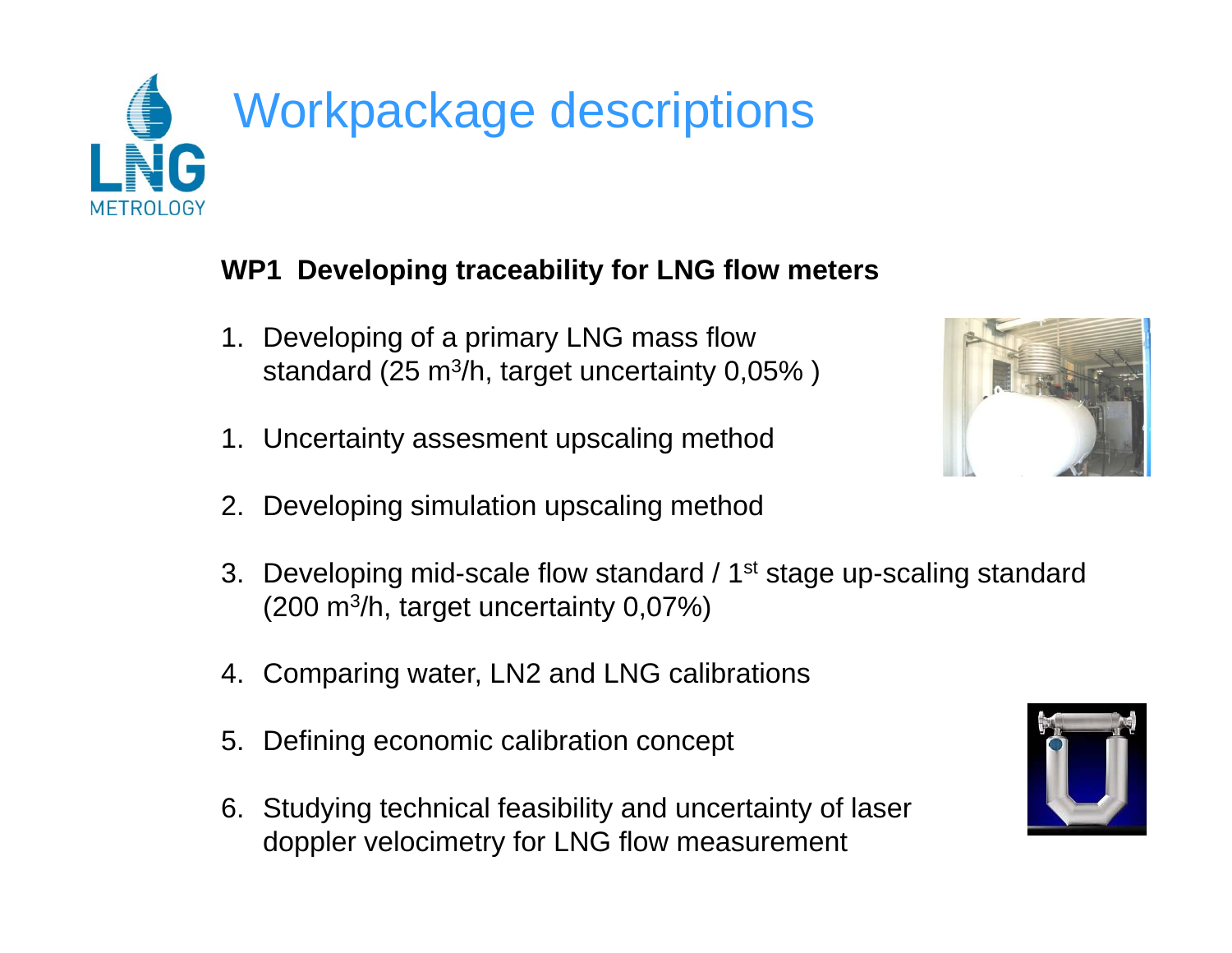# Workpackage descriptions

**WP1 Developing traceability for LNG flow meters**

1. Developing of a primary LNG mass flow standard (25 $m^3$/h, target uncertainty 0,05% )

1. Uncertainty assesment upscaling method

2. Developing simulation upscaling method

3. Developing mid-scale flow standard / 1st stage up-scaling standard (200 $m^3$/h, target uncertainty 0,07%)

4. Comparing water, LN2 and LNG calibrations

5. Defining economic calibration concept

6. Studying technical feasibility and uncertainty of laser doppler velocimetry for LNG flow measurement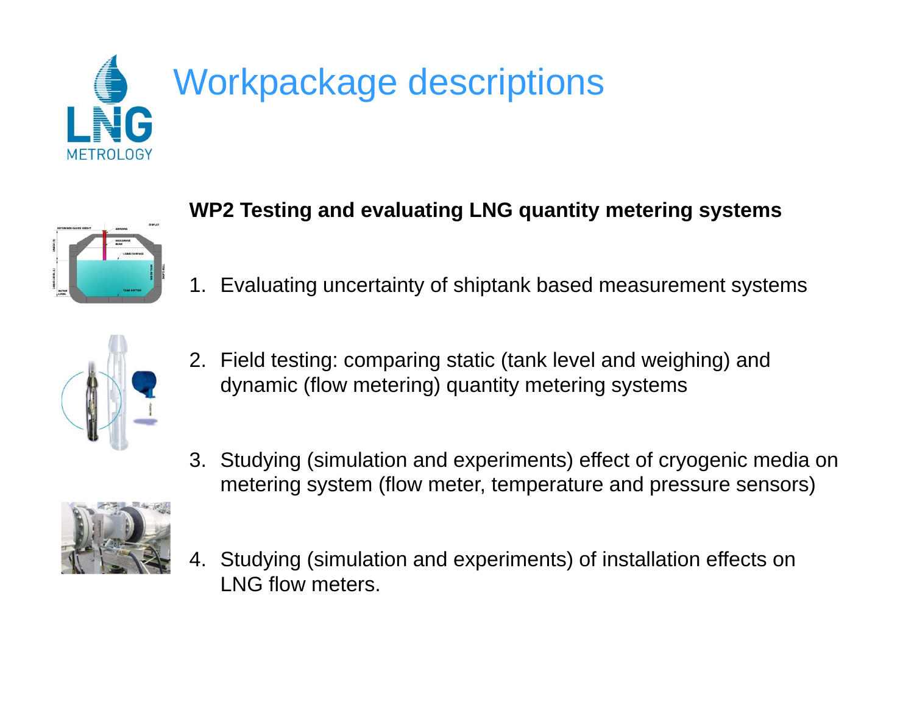# Workpackage descriptions

**WP2 Testing and evaluating LNG quantity metering systems**

1. Evaluating uncertainty of shiptank based measurement systems
2. Field testing: comparing static (tank level and weighing) and dynamic (flow metering) quantity metering systems
3. Studying (simulation and experiments) effect of cryogenic media on metering system (flow meter, temperature and pressure sensors)
4. Studying (simulation and experiments) of installation effects on LNG flow meters.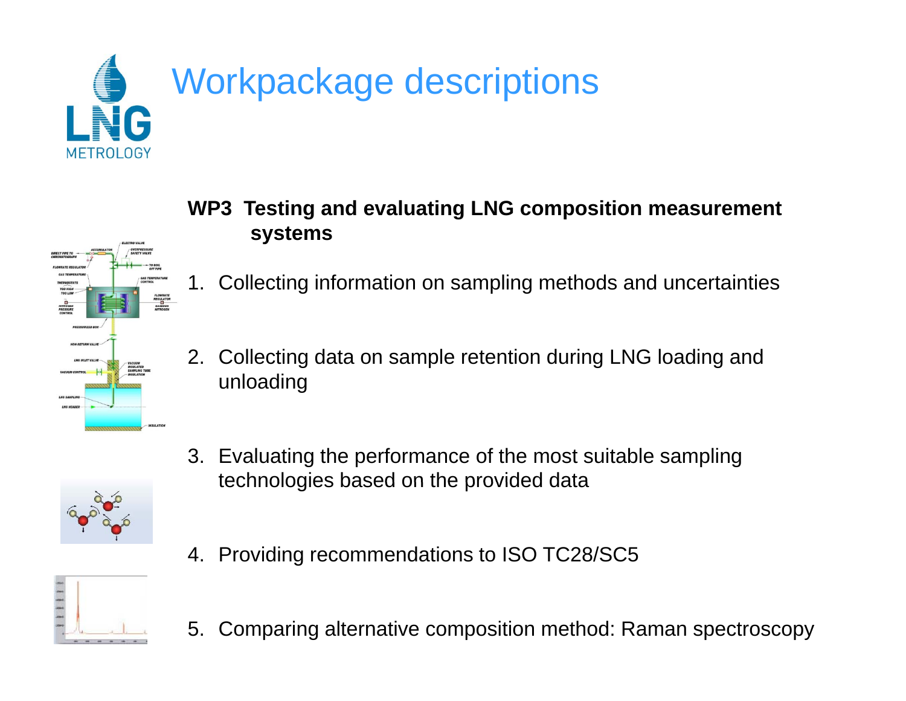# Workpackage descriptions

**WP3 Testing and evaluating LNG composition measurement systems**

1. Collecting information on sampling methods and uncertainties
2. Collecting data on sample retention during LNG loading and unloading
3. Evaluating the performance of the most suitable sampling technologies based on the provided data
4. Providing recommendations to ISO TC28/SC5
5. Comparing alternative composition method: Raman spectroscopy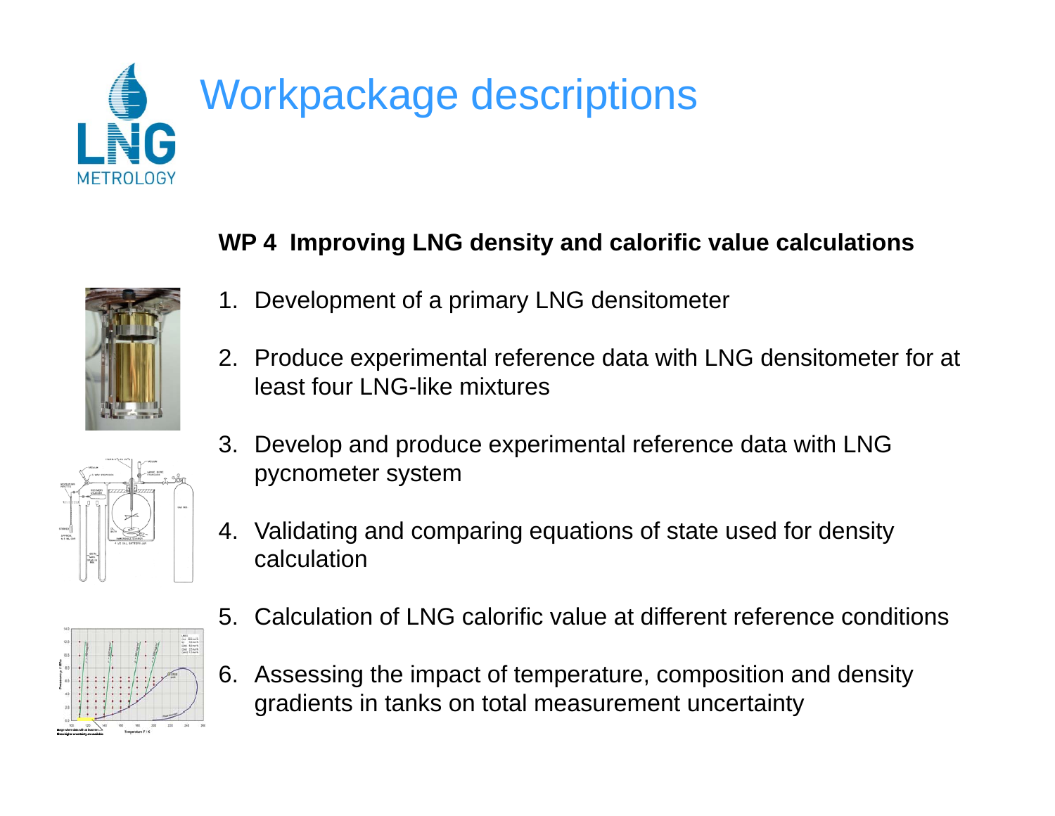# Workpackage descriptions

**WP 4 Improving LNG density and calorific value calculations**

1. Development of a primary LNG densitometer
2. Produce experimental reference data with LNG densitometer for at least four LNG-like mixtures
3. Develop and produce experimental reference data with LNG pycnometer system
4. Validating and comparing equations of state used for density calculation
5. Calculation of LNG calorific value at different reference conditions
6. Assessing the impact of temperature, composition and density gradients in tanks on total measurement uncertainty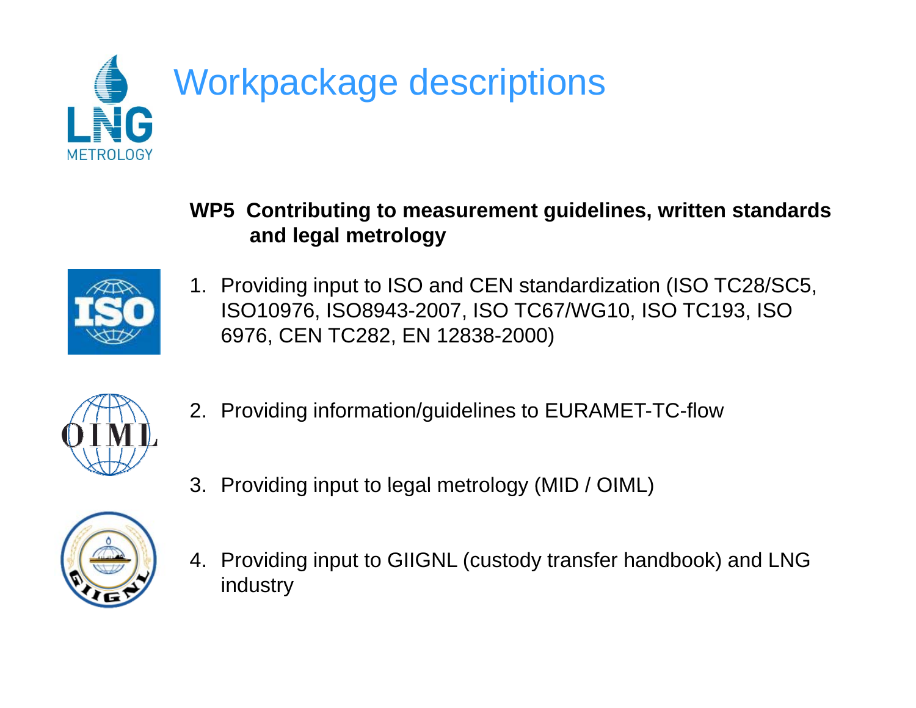# Workpackage descriptions

**WP5 Contributing to measurement guidelines, written standards and legal metrology**

1. Providing input to ISO and CEN standardization (ISO TC28/SC5, ISO10976, ISO8943-2007, ISO TC67/WG10, ISO TC193, ISO 6976, CEN TC282, EN 12838-2000)
2. Providing information/guidelines to EURAMET-TC-flow
3. Providing input to legal metrology (MID / OIML)
4. Providing input to GIIGNL (custody transfer handbook) and LNG industry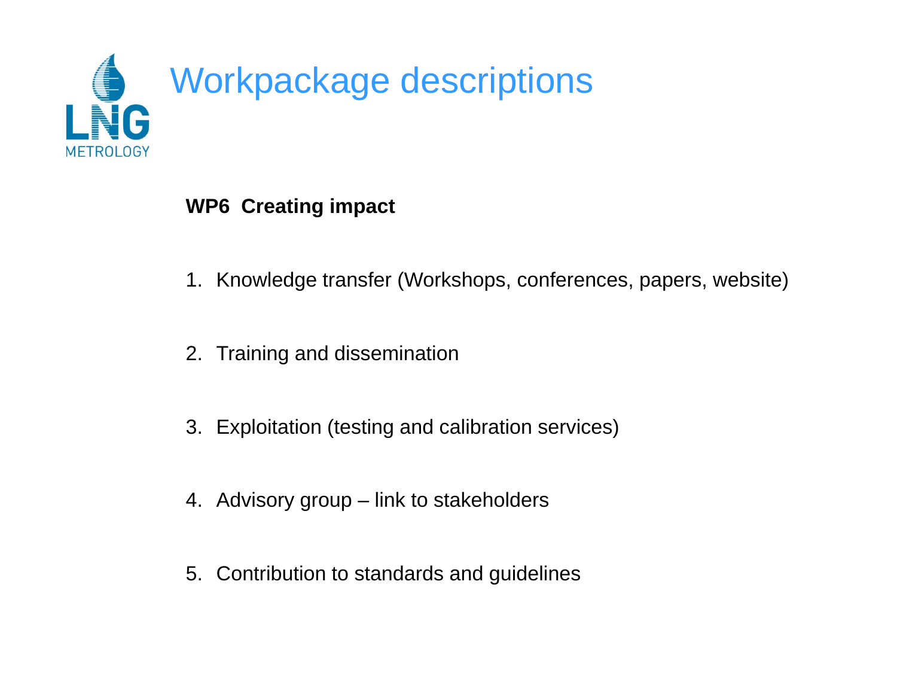# Workpackage descriptions

**WP6 Creating impact**

1. Knowledge transfer (Workshops, conferences, papers, website)
2. Training and dissemination
3. Exploitation (testing and calibration services)
4. Advisory group – link to stakeholders
5. Contribution to standards and guidelines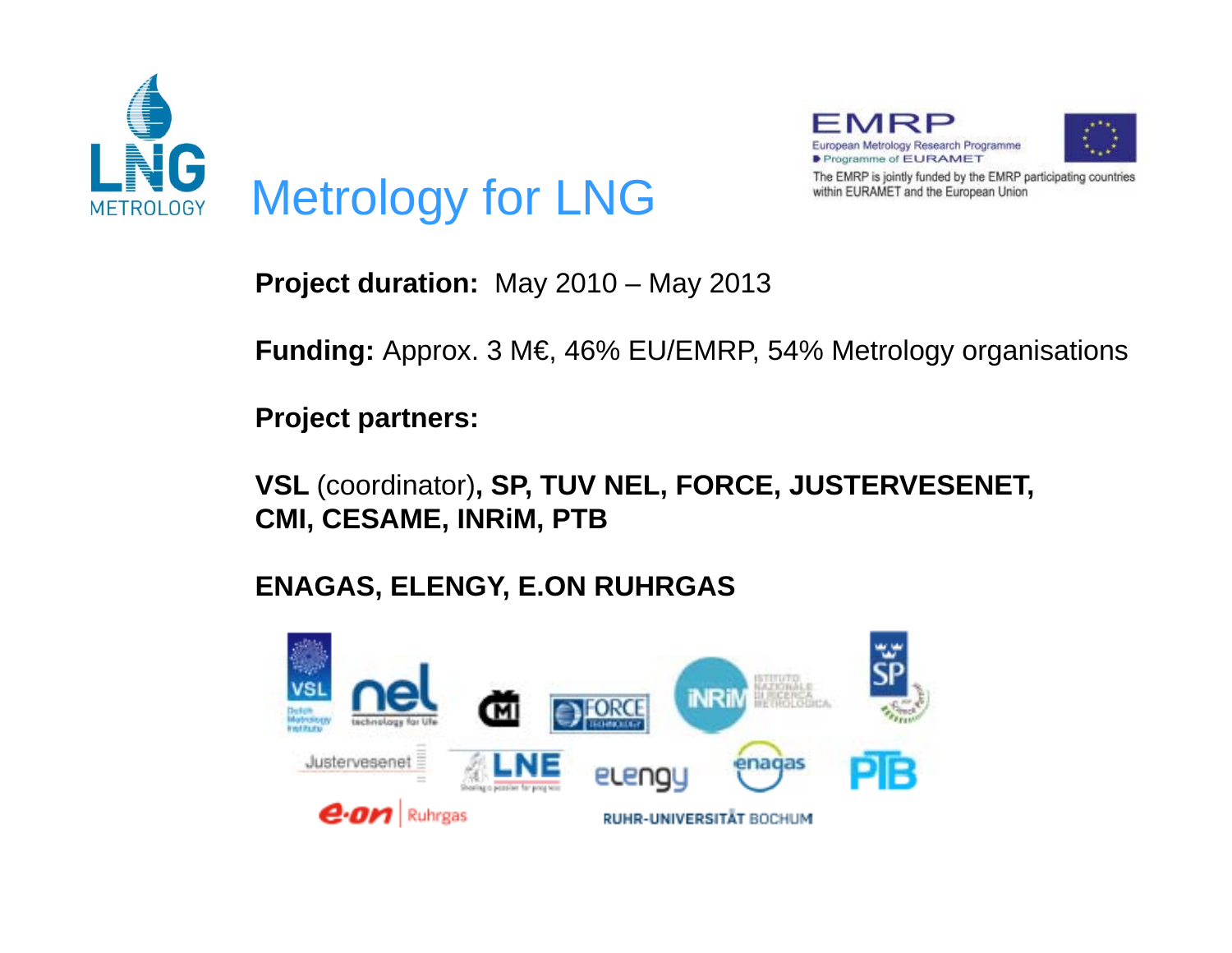# Metrology for LNG

**Project duration:** May 2010 – May 2013

**Funding:** Approx. 3 M€, 46% EU/EMRP, 54% Metrology organisations

**Project partners:**

**VSL** (coordinator)**, SP, TUV NEL, FORCE, JUSTERVESENET, CMI, CESAME, INRiM, PTB**

**ENAGAS, ELENGY, E.ON RUHRGAS**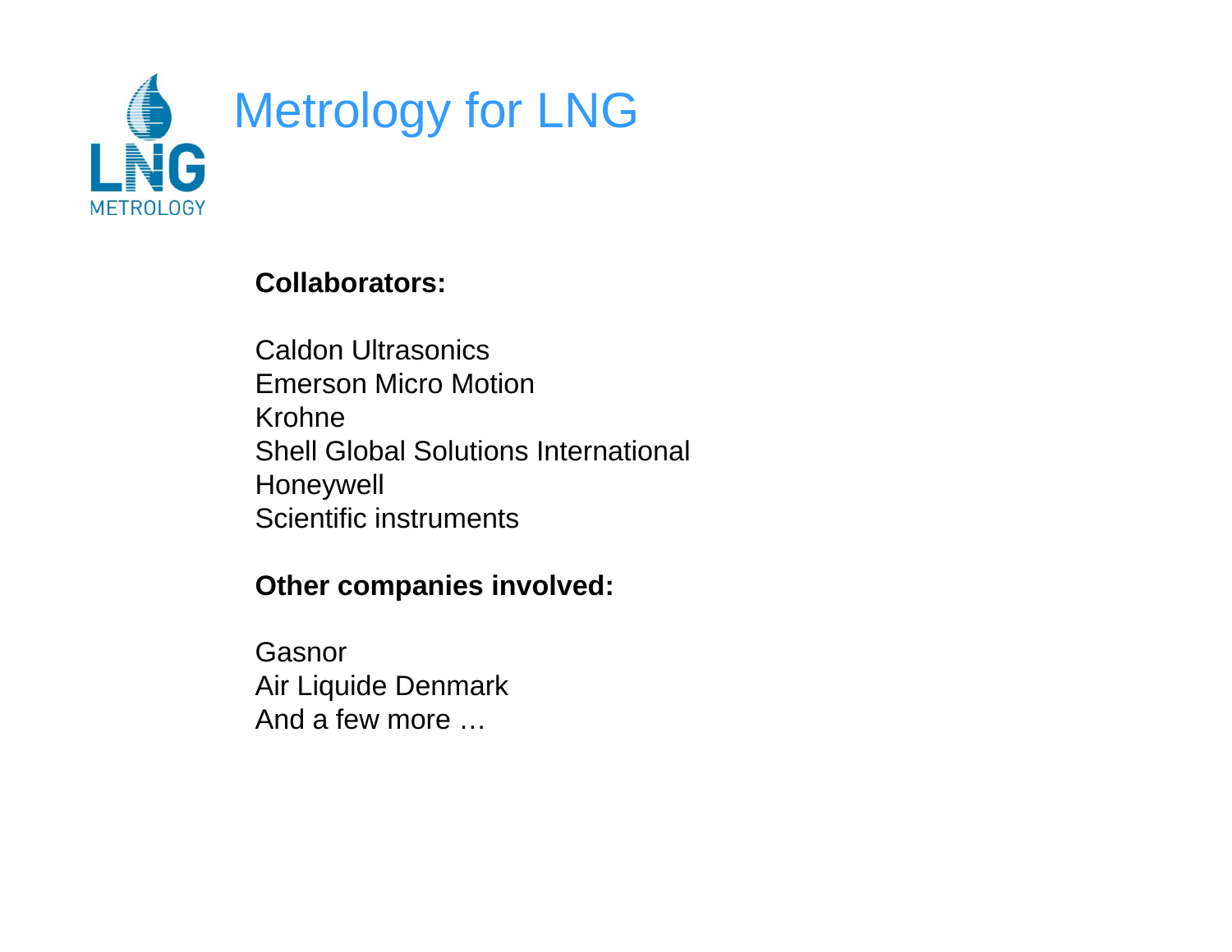# Metrology for LNG

**Collaborators:**

Caldon Ultrasonics
Emerson Micro Motion
Krohne
Shell Global Solutions International
Honeywell
Scientific instruments

**Other companies involved:**

Gasnor
Air Liquide Denmark
And a few more …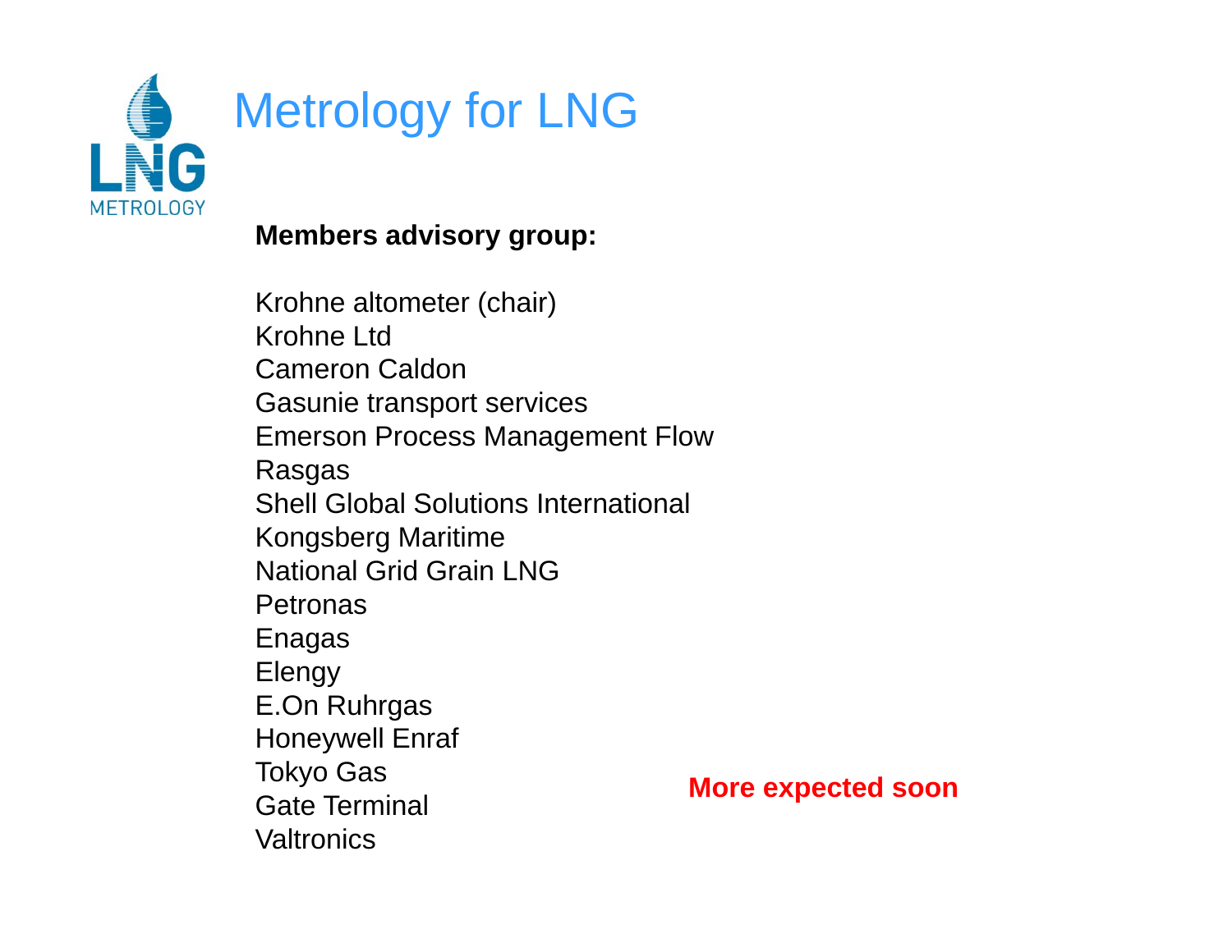# Metrology for LNG

**Members advisory group:**

Krohne altometer (chair)
Krohne Ltd
Cameron Caldon
Gasunie transport services
Emerson Process Management Flow
Rasgas
Shell Global Solutions International
Kongsberg Maritime
National Grid Grain LNG
Petronas
Enagas
Elengy
E.On Ruhrgas
Honeywell Enraf
Tokyo Gas
Gate Terminal
Valtronics

**More expected soon**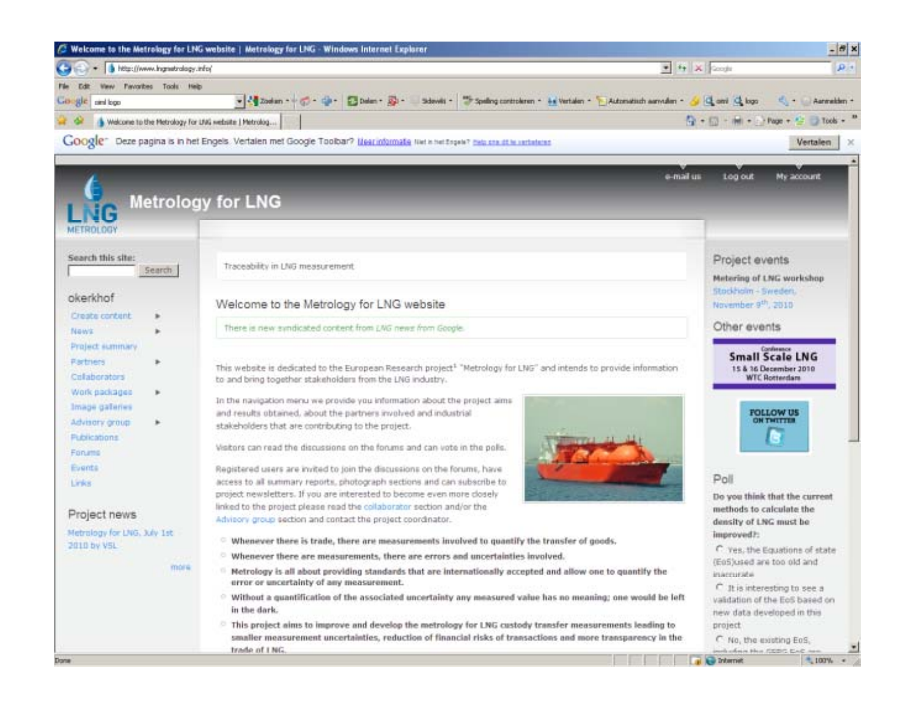Welcome to the Metrology for LNG website | Metrology for LNG - Windows Internet Explorer

http://www.lngmetrology.info/

Google Deze pagina is in het Engels. Vertalen met Google Toolbar? Meer informatie Niet in het Engels? Help ons dit te verbeteren Vertalen

e-mail us Log out My account

# Metrology for LNG

LNG METROLOGY

Search this site: Search

okerkhof

- Create content
- News
- Project summary
- Partners
- Collaborators
- Work packages
- Image galleries
- Advisory group
- Publications
- Forums
- Events
- Links

## Project news

Metrology for LNG, July 1st 2010 by VSL

more

Traceability in LNG measurement

## Welcome to the Metrology for LNG website

There is new syndicated content from *LNG news from Google*.

This website is dedicated to the European Research project[1] "Metrology for LNG" and intends to provide information to and bring together stakeholders from the LNG industry.

In the navigation menu we provide you information about the project aims and results obtained, about the partners involved and industrial stakeholders that are contributing to the project.

Visitors can read the discussions on the forums and can vote in the polls.

Registered users are invited to join the discussions on the forums, have access to all summary reports, photograph sections and can subscribe to project newsletters. If you are interested to become even more closely linked to the project please read the collaborator section and/or the Advisory group section and contact the project coordinator.

- **Whenever there is trade, there are measurements involved to quantify the transfer of goods.**
- **Whenever there are measurements, there are errors and uncertainties involved.**
- **Metrology is all about providing standards that are internationally accepted and allow one to quantify the error or uncertainty of any measurement.**
- **Without a quantification of the associated uncertainty any measured value has no meaning; one would be left in the dark.**
- **This project aims to improve and develop the metrology for LNG custody transfer measurements leading to smaller measurement uncertainties, reduction of financial risks of transactions and more transparency in the trade of LNG.**

## Project events

**Metering of LNG workshop**
Stockholm - Sweden, November 9th, 2010

## Other events

Conference
**Small Scale LNG**
15 & 16 December 2010
WTC Rotterdam

FOLLOW US ON TWITTER

## Poll

**Do you think that the current methods to calculate the density of LNG must be improved?:**

- Yes, the Equations of state (EoS)used are too old and inaccurate
- It is interesting to see a validation of the EoS based on new data developed in this project
- No, the existing EoS,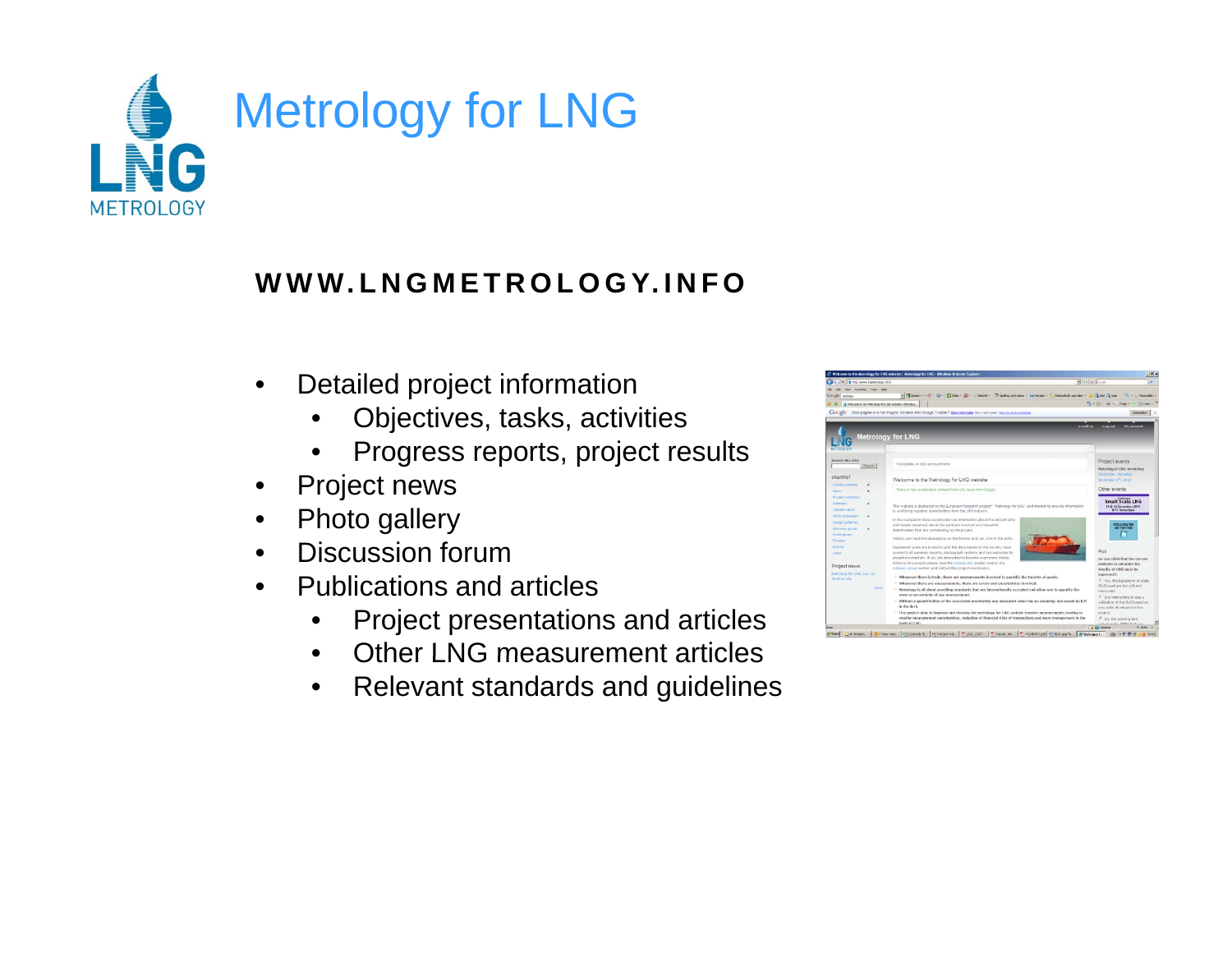# Metrology for LNG

**WWW.LNGMETROLOGY.INFO**

- Detailed project information
  - Objectives, tasks, activities
  - Progress reports, project results
- Project news
- Photo gallery
- Discussion forum
- Publications and articles
  - Project presentations and articles
  - Other LNG measurement articles
  - Relevant standards and guidelines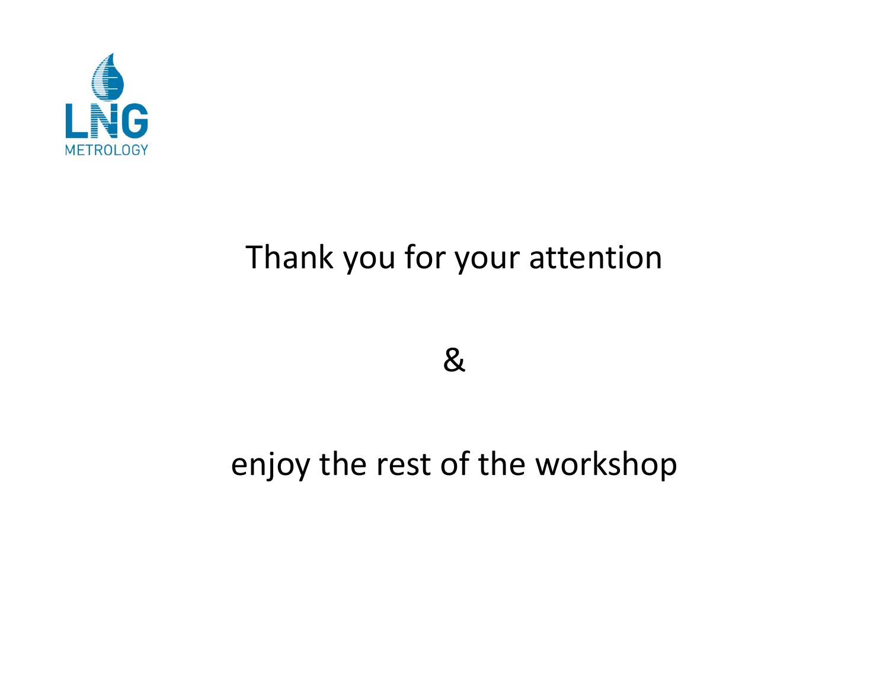LNG
METROLOGY

Thank you for your attention

&

enjoy the rest of the workshop